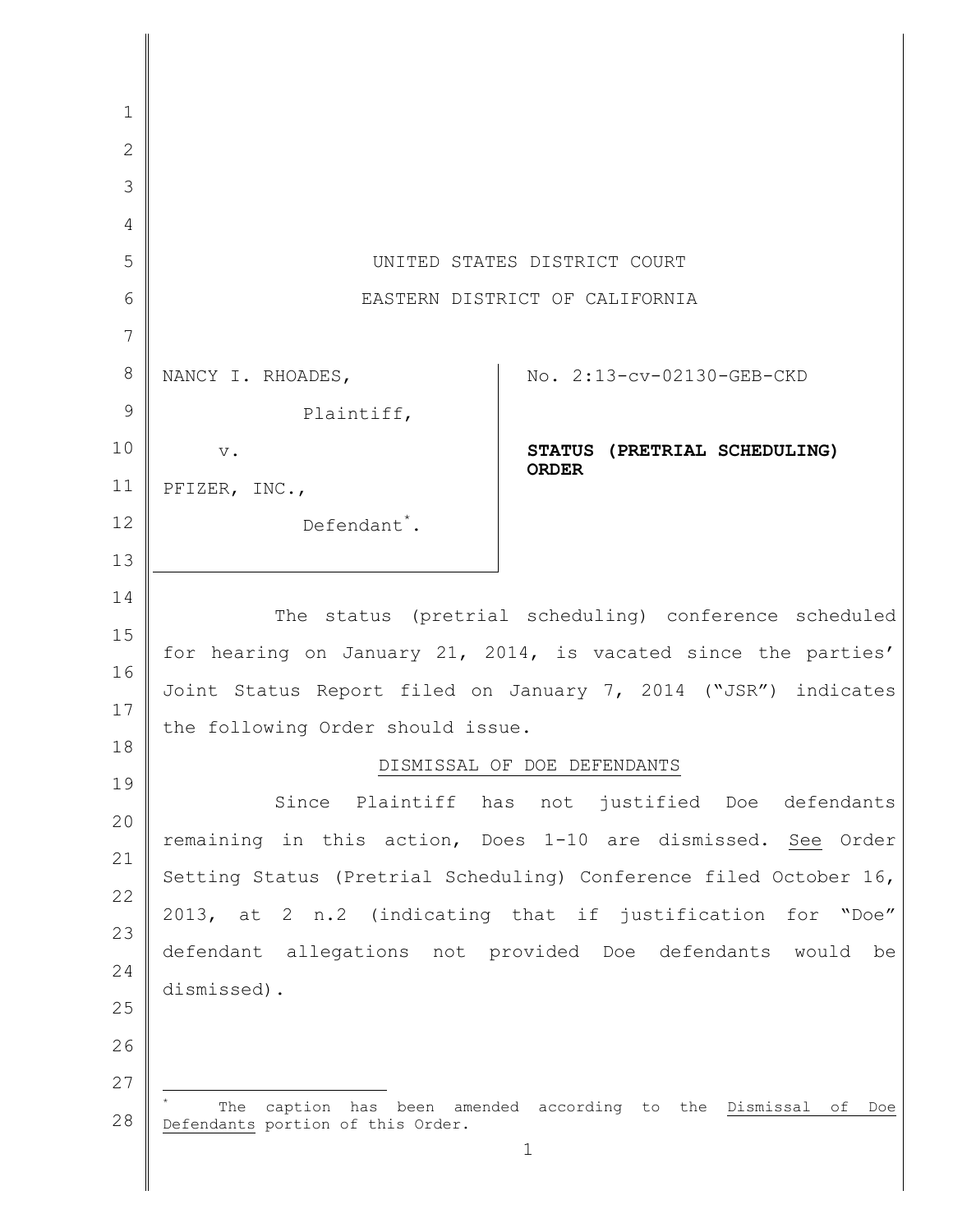UNITED STATES DISTRICT COURT

EASTERN DISTRICT OF CALIFORNIA

NANCY I. RHOADES,

Plaintiff,

v.

PFIZER, INC.,

Defendant[*].

No. 2:13-cv-02130-GEB-CKD

**STATUS (PRETRIAL SCHEDULING) ORDER**

The status (pretrial scheduling) conference scheduled for hearing on January 21, 2014, is vacated since the parties' Joint Status Report filed on January 7, 2014 ("JSR") indicates the following Order should issue.

DISMISSAL OF DOE DEFENDANTS

Since Plaintiff has not justified Doe defendants remaining in this action, Does 1-10 are dismissed. See Order Setting Status (Pretrial Scheduling) Conference filed October 16, 2013, at 2 n.2 (indicating that if justification for "Doe" defendant allegations not provided Doe defendants would be dismissed).

[*] The caption has been amended according to the Dismissal of Doe Defendants portion of this Order.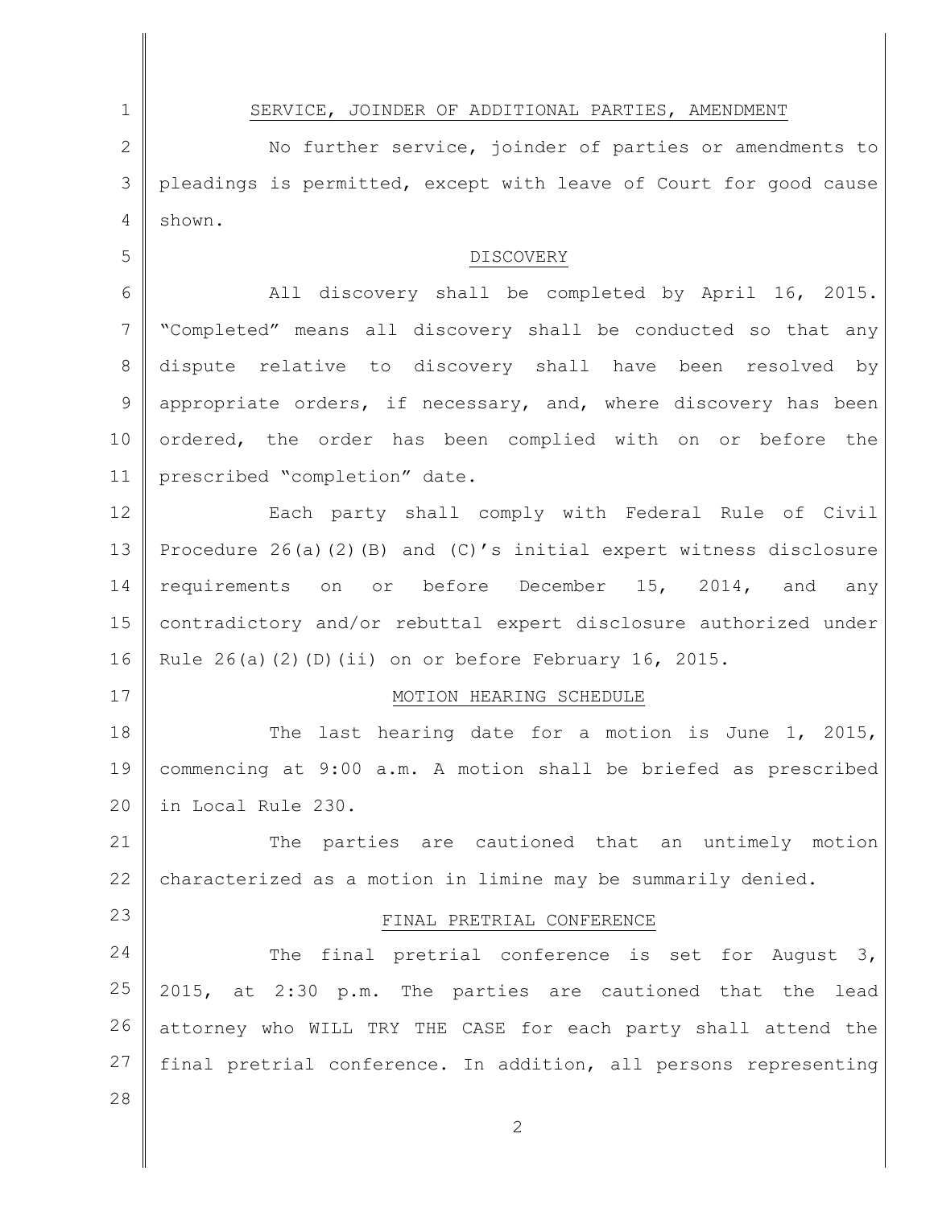SERVICE, JOINDER OF ADDITIONAL PARTIES, AMENDMENT

No further service, joinder of parties or amendments to pleadings is permitted, except with leave of Court for good cause shown.

DISCOVERY

All discovery shall be completed by April 16, 2015. "Completed" means all discovery shall be conducted so that any dispute relative to discovery shall have been resolved by appropriate orders, if necessary, and, where discovery has been ordered, the order has been complied with on or before the prescribed "completion" date.

Each party shall comply with Federal Rule of Civil Procedure 26(a)(2)(B) and (C)'s initial expert witness disclosure requirements on or before December 15, 2014, and any contradictory and/or rebuttal expert disclosure authorized under Rule 26(a)(2)(D)(ii) on or before February 16, 2015.

MOTION HEARING SCHEDULE

The last hearing date for a motion is June 1, 2015, commencing at 9:00 a.m. A motion shall be briefed as prescribed in Local Rule 230.

The parties are cautioned that an untimely motion characterized as a motion in limine may be summarily denied.

FINAL PRETRIAL CONFERENCE

The final pretrial conference is set for August 3, 2015, at 2:30 p.m. The parties are cautioned that the lead attorney who WILL TRY THE CASE for each party shall attend the final pretrial conference. In addition, all persons representing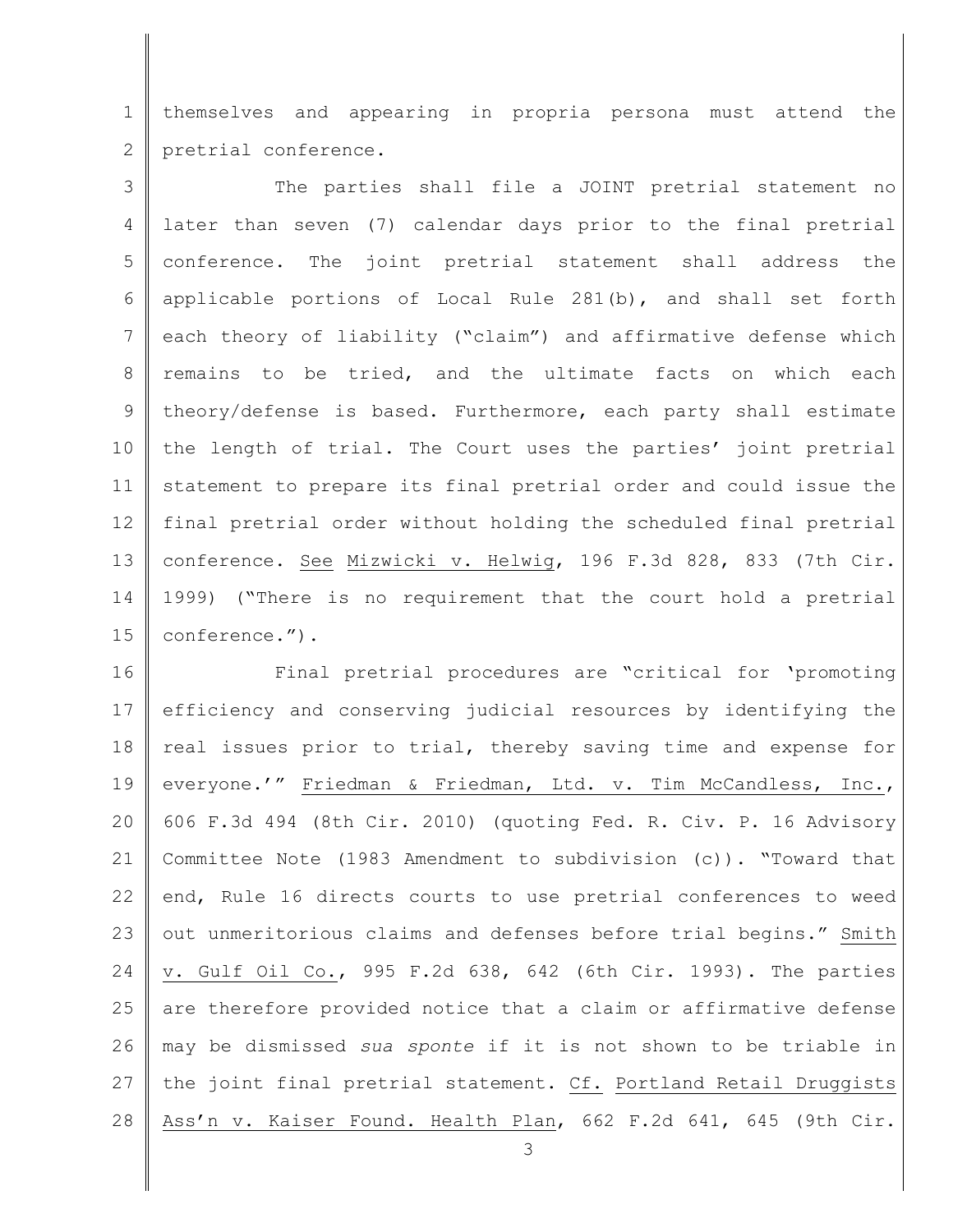themselves and appearing in propria persona must attend the pretrial conference.

The parties shall file a JOINT pretrial statement no later than seven (7) calendar days prior to the final pretrial conference. The joint pretrial statement shall address the applicable portions of Local Rule 281(b), and shall set forth each theory of liability ("claim") and affirmative defense which remains to be tried, and the ultimate facts on which each theory/defense is based. Furthermore, each party shall estimate the length of trial. The Court uses the parties' joint pretrial statement to prepare its final pretrial order and could issue the final pretrial order without holding the scheduled final pretrial conference. See Mizwicki v. Helwig, 196 F.3d 828, 833 (7th Cir. 1999) ("There is no requirement that the court hold a pretrial conference.").

Final pretrial procedures are "critical for 'promoting efficiency and conserving judicial resources by identifying the real issues prior to trial, thereby saving time and expense for everyone.'" Friedman & Friedman, Ltd. v. Tim McCandless, Inc., 606 F.3d 494 (8th Cir. 2010) (quoting Fed. R. Civ. P. 16 Advisory Committee Note (1983 Amendment to subdivision (c)). "Toward that end, Rule 16 directs courts to use pretrial conferences to weed out unmeritorious claims and defenses before trial begins." Smith v. Gulf Oil Co., 995 F.2d 638, 642 (6th Cir. 1993). The parties are therefore provided notice that a claim or affirmative defense may be dismissed *sua sponte* if it is not shown to be triable in the joint final pretrial statement. Cf. Portland Retail Druggists Ass'n v. Kaiser Found. Health Plan, 662 F.2d 641, 645 (9th Cir.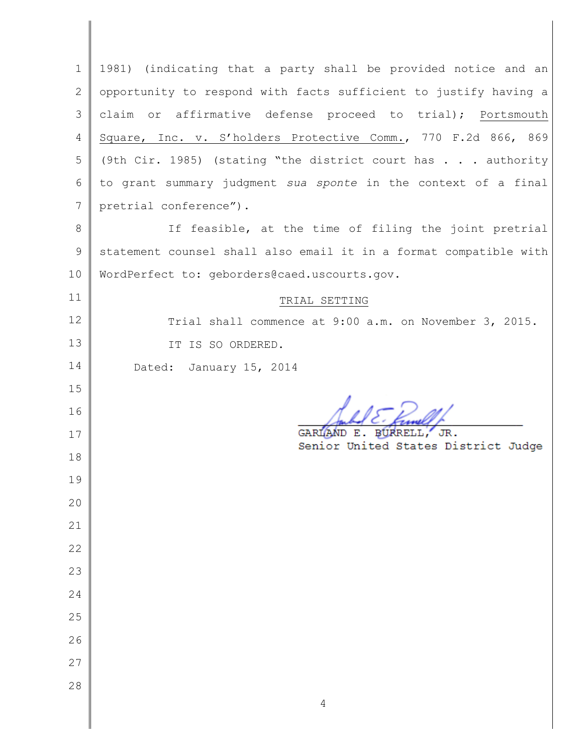1981) (indicating that a party shall be provided notice and an opportunity to respond with facts sufficient to justify having a claim or affirmative defense proceed to trial); Portsmouth Square, Inc. v. S'holders Protective Comm., 770 F.2d 866, 869 (9th Cir. 1985) (stating "the district court has . . . authority to grant summary judgment *sua sponte* in the context of a final pretrial conference").

If feasible, at the time of filing the joint pretrial statement counsel shall also email it in a format compatible with WordPerfect to: geborders@caed.uscourts.gov.

## TRIAL SETTING

Trial shall commence at 9:00 a.m. on November 3, 2015.

IT IS SO ORDERED.

Dated: January 15, 2014

GARLAND E. BURRELL, JR.
Senior United States District Judge